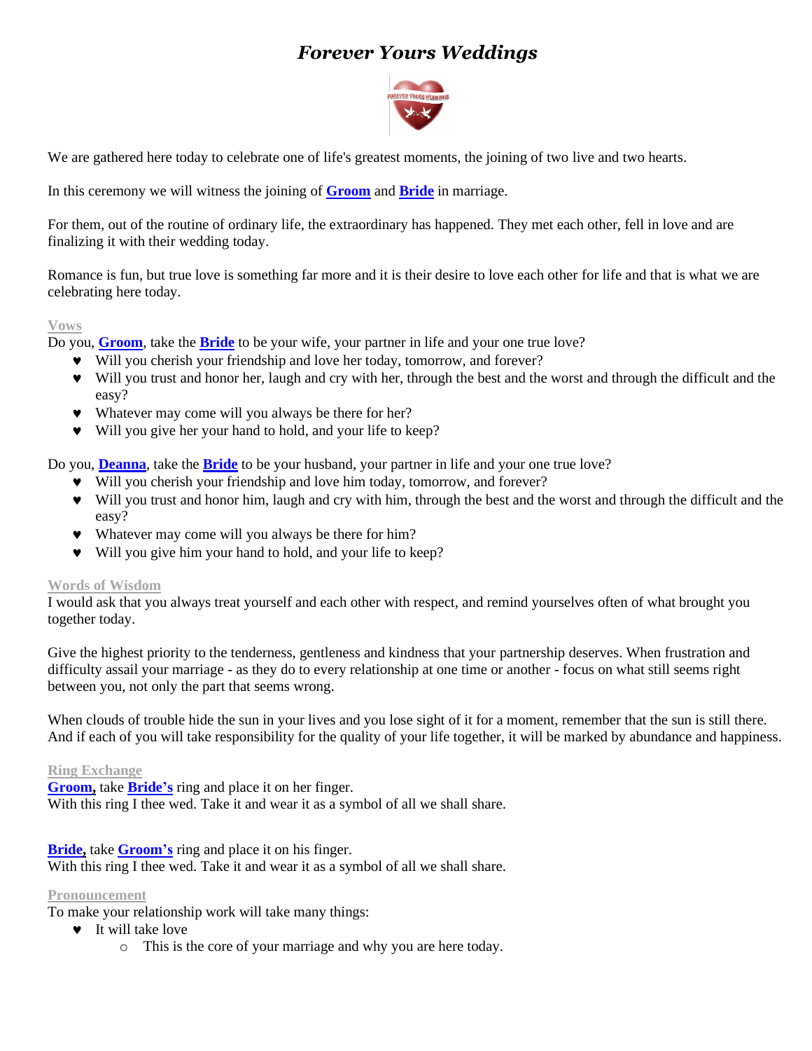# *Forever Yours Weddings*

We are gathered here today to celebrate one of life's greatest moments, the joining of two live and two hearts.

In this ceremony we will witness the joining of **Groom** and **Bride** in marriage.

For them, out of the routine of ordinary life, the extraordinary has happened. They met each other, fell in love and are finalizing it with their wedding today.

Romance is fun, but true love is something far more and it is their desire to love each other for life and that is what we are celebrating here today.

**Vows**

Do you, **Groom**, take the **Bride** to be your wife, your partner in life and your one true love?

- Will you cherish your friendship and love her today, tomorrow, and forever?
- Will you trust and honor her, laugh and cry with her, through the best and the worst and through the difficult and the easy?
- Whatever may come will you always be there for her?
- Will you give her your hand to hold, and your life to keep?

Do you, **Deanna**, take the **Bride** to be your husband, your partner in life and your one true love?

- Will you cherish your friendship and love him today, tomorrow, and forever?
- Will you trust and honor him, laugh and cry with him, through the best and the worst and through the difficult and the easy?
- Whatever may come will you always be there for him?
- Will you give him your hand to hold, and your life to keep?

**Words of Wisdom**

I would ask that you always treat yourself and each other with respect, and remind yourselves often of what brought you together today.

Give the highest priority to the tenderness, gentleness and kindness that your partnership deserves. When frustration and difficulty assail your marriage - as they do to every relationship at one time or another - focus on what still seems right between you, not only the part that seems wrong.

When clouds of trouble hide the sun in your lives and you lose sight of it for a moment, remember that the sun is still there. And if each of you will take responsibility for the quality of your life together, it will be marked by abundance and happiness.

**Ring Exchange**

**Groom,** take **Bride's** ring and place it on her finger.
With this ring I thee wed. Take it and wear it as a symbol of all we shall share.

**Bride,** take **Groom's** ring and place it on his finger.
With this ring I thee wed. Take it and wear it as a symbol of all we shall share.

**Pronouncement**

To make your relationship work will take many things:

- It will take love
  - This is the core of your marriage and why you are here today.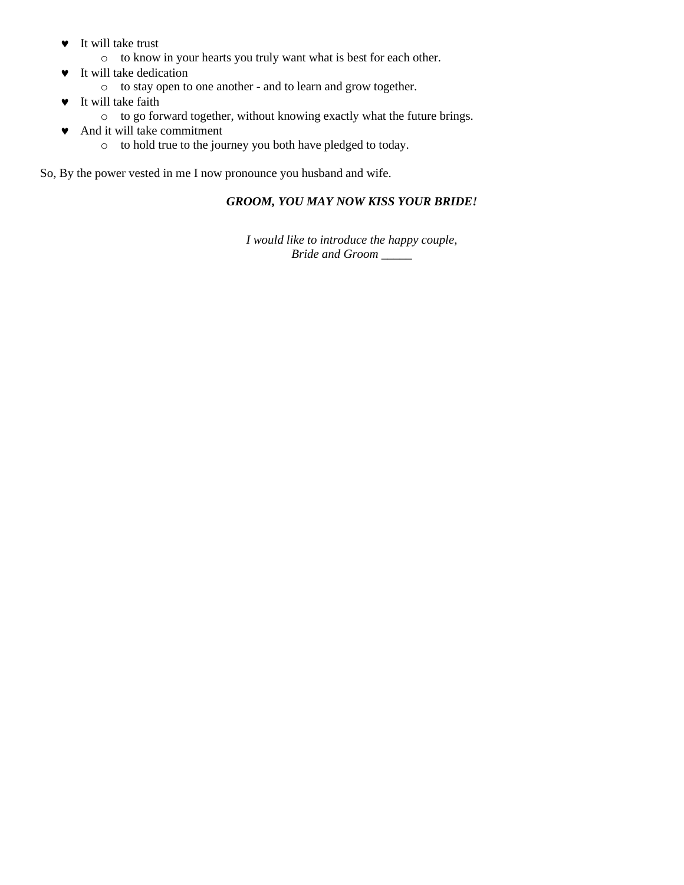- It will take trust
  - to know in your hearts you truly want what is best for each other.
- It will take dedication
  - to stay open to one another - and to learn and grow together.
- It will take faith
  - to go forward together, without knowing exactly what the future brings.
- And it will take commitment
  - to hold true to the journey you both have pledged to today.

So, By the power vested in me I now pronounce you husband and wife.

***GROOM, YOU MAY NOW KISS YOUR BRIDE!***

*I would like to introduce the happy couple,*
*Bride and Groom _____*